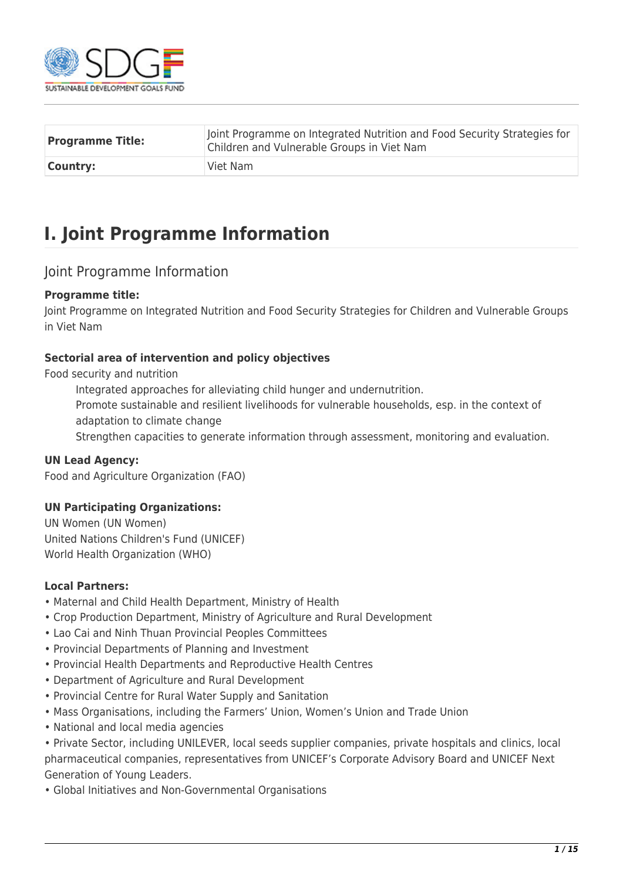| **Programme Title:** | Joint Programme on Integrated Nutrition and Food Security Strategies for Children and Vulnerable Groups in Viet Nam |
| --- | --- |
| **Country:** | Viet Nam |

# I. Joint Programme Information

## Joint Programme Information

**Programme title:**
Joint Programme on Integrated Nutrition and Food Security Strategies for Children and Vulnerable Groups in Viet Nam

**Sectorial area of intervention and policy objectives**
Food security and nutrition

Integrated approaches for alleviating child hunger and undernutrition.
Promote sustainable and resilient livelihoods for vulnerable households, esp. in the context of adaptation to climate change
Strengthen capacities to generate information through assessment, monitoring and evaluation.

**UN Lead Agency:**
Food and Agriculture Organization (FAO)

**UN Participating Organizations:**
UN Women (UN Women)
United Nations Children's Fund (UNICEF)
World Health Organization (WHO)

**Local Partners:**
• Maternal and Child Health Department, Ministry of Health
• Crop Production Department, Ministry of Agriculture and Rural Development
• Lao Cai and Ninh Thuan Provincial Peoples Committees
• Provincial Departments of Planning and Investment
• Provincial Health Departments and Reproductive Health Centres
• Department of Agriculture and Rural Development
• Provincial Centre for Rural Water Supply and Sanitation
• Mass Organisations, including the Farmers' Union, Women's Union and Trade Union
• National and local media agencies
• Private Sector, including UNILEVER, local seeds supplier companies, private hospitals and clinics, local pharmaceutical companies, representatives from UNICEF's Corporate Advisory Board and UNICEF Next Generation of Young Leaders.
• Global Initiatives and Non-Governmental Organisations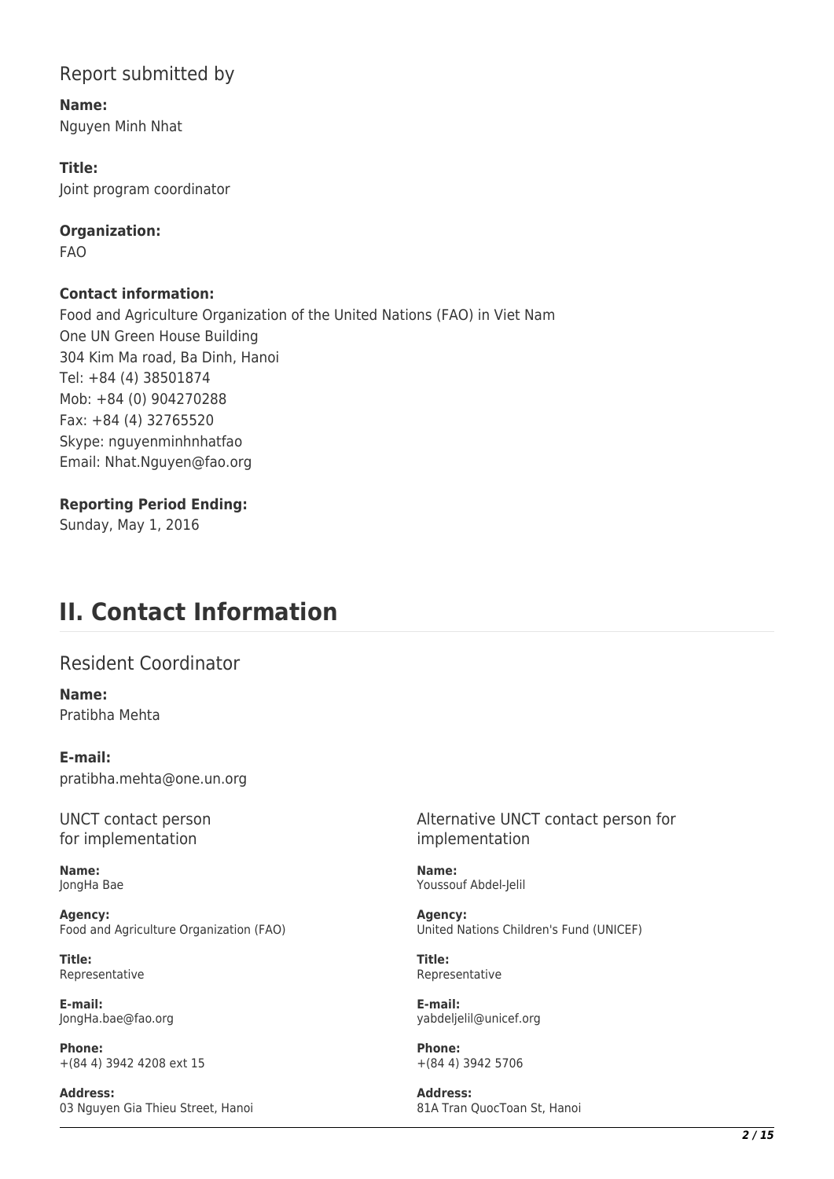## Report submitted by

**Name:**
Nguyen Minh Nhat

**Title:**
Joint program coordinator

**Organization:**
FAO

**Contact information:**
Food and Agriculture Organization of the United Nations (FAO) in Viet Nam
One UN Green House Building
304 Kim Ma road, Ba Dinh, Hanoi
Tel: +84 (4) 38501874
Mob: +84 (0) 904270288
Fax: +84 (4) 32765520
Skype: nguyenminhnhatfao
Email: Nhat.Nguyen@fao.org

**Reporting Period Ending:**
Sunday, May 1, 2016

# II. Contact Information

## Resident Coordinator

**Name:**
Pratibha Mehta

**E-mail:**
pratibha.mehta@one.un.org

### UNCT contact person for implementation

**Name:**
JongHa Bae

**Agency:**
Food and Agriculture Organization (FAO)

**Title:**
Representative

**E-mail:**
JongHa.bae@fao.org

**Phone:**
+(84 4) 3942 4208 ext 15

**Address:**
03 Nguyen Gia Thieu Street, Hanoi

### Alternative UNCT contact person for implementation

**Name:**
Youssouf Abdel-Jelil

**Agency:**
United Nations Children's Fund (UNICEF)

**Title:**
Representative

**E-mail:**
yabdeljelil@unicef.org

**Phone:**
+(84 4) 3942 5706

**Address:**
81A Tran QuocToan St, Hanoi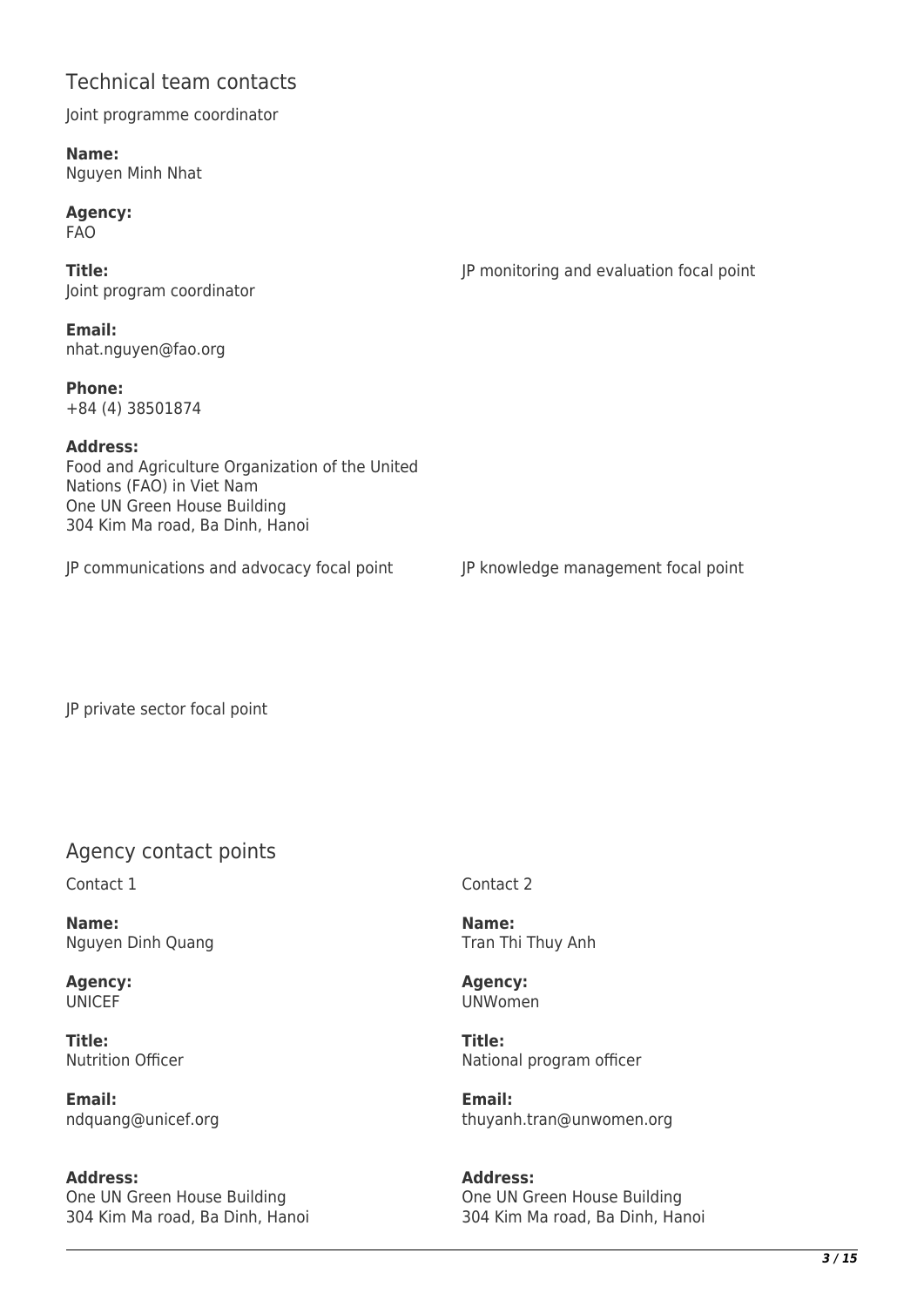## Technical team contacts

Joint programme coordinator

**Name:**
Nguyen Minh Nhat

**Agency:**
FAO

**Title:**
Joint program coordinator

**Email:**
nhat.nguyen@fao.org

**Phone:**
+84 (4) 38501874

**Address:**
Food and Agriculture Organization of the United Nations (FAO) in Viet Nam
One UN Green House Building
304 Kim Ma road, Ba Dinh, Hanoi

JP monitoring and evaluation focal point

JP communications and advocacy focal point

JP knowledge management focal point

JP private sector focal point

## Agency contact points

Contact 1

**Name:**
Nguyen Dinh Quang

**Agency:**
UNICEF

**Title:**
Nutrition Officer

**Email:**
ndquang@unicef.org

**Address:**
One UN Green House Building
304 Kim Ma road, Ba Dinh, Hanoi

Contact 2

**Name:**
Tran Thi Thuy Anh

**Agency:**
UNWomen

**Title:**
National program officer

**Email:**
thuyanh.tran@unwomen.org

**Address:**
One UN Green House Building
304 Kim Ma road, Ba Dinh, Hanoi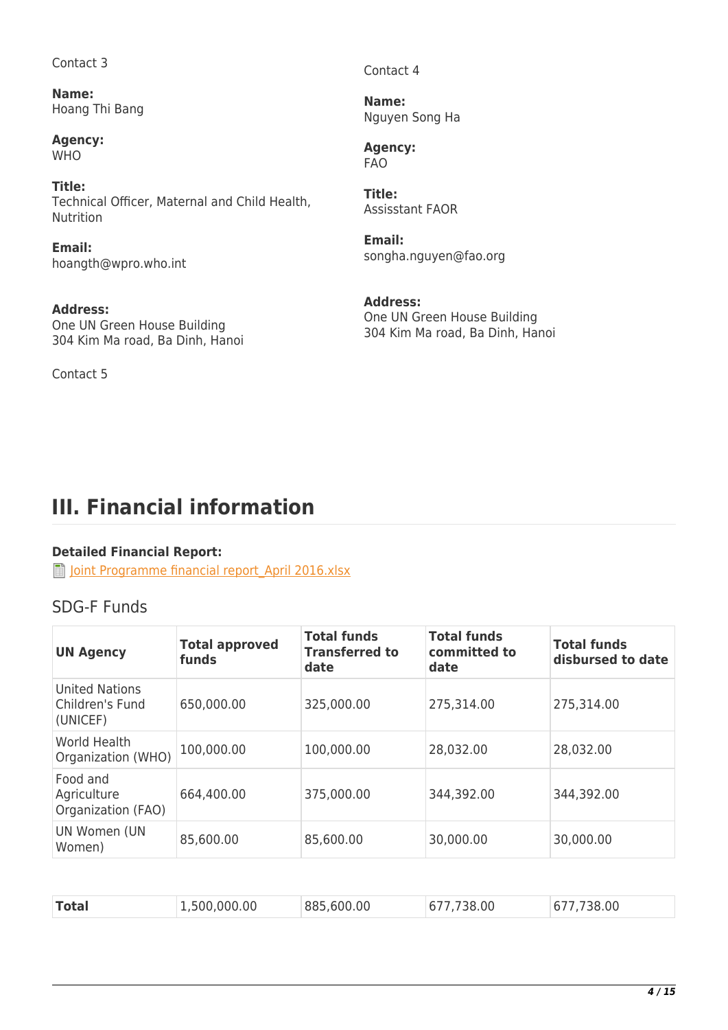Contact 3

**Name:**
Hoang Thi Bang

**Agency:**
WHO

**Title:**
Technical Officer, Maternal and Child Health, Nutrition

**Email:**
hoangth@wpro.who.int

**Address:**
One UN Green House Building
304 Kim Ma road, Ba Dinh, Hanoi

Contact 4

**Name:**
Nguyen Song Ha

**Agency:**
FAO

**Title:**
Assisstant FAOR

**Email:**
songha.nguyen@fao.org

**Address:**
One UN Green House Building
304 Kim Ma road, Ba Dinh, Hanoi

Contact 5

# III. Financial information

**Detailed Financial Report:**
Joint Programme financial report_April 2016.xlsx

## SDG-F Funds

| UN Agency | Total approved funds | Total funds Transferred to date | Total funds committed to date | Total funds disbursed to date |
|---|---|---|---|---|
| United Nations Children's Fund (UNICEF) | 650,000.00 | 325,000.00 | 275,314.00 | 275,314.00 |
| World Health Organization (WHO) | 100,000.00 | 100,000.00 | 28,032.00 | 28,032.00 |
| Food and Agriculture Organization (FAO) | 664,400.00 | 375,000.00 | 344,392.00 | 344,392.00 |
| UN Women (UN Women) | 85,600.00 | 85,600.00 | 30,000.00 | 30,000.00 |
| **Total** | 1,500,000.00 | 885,600.00 | 677,738.00 | 677,738.00 |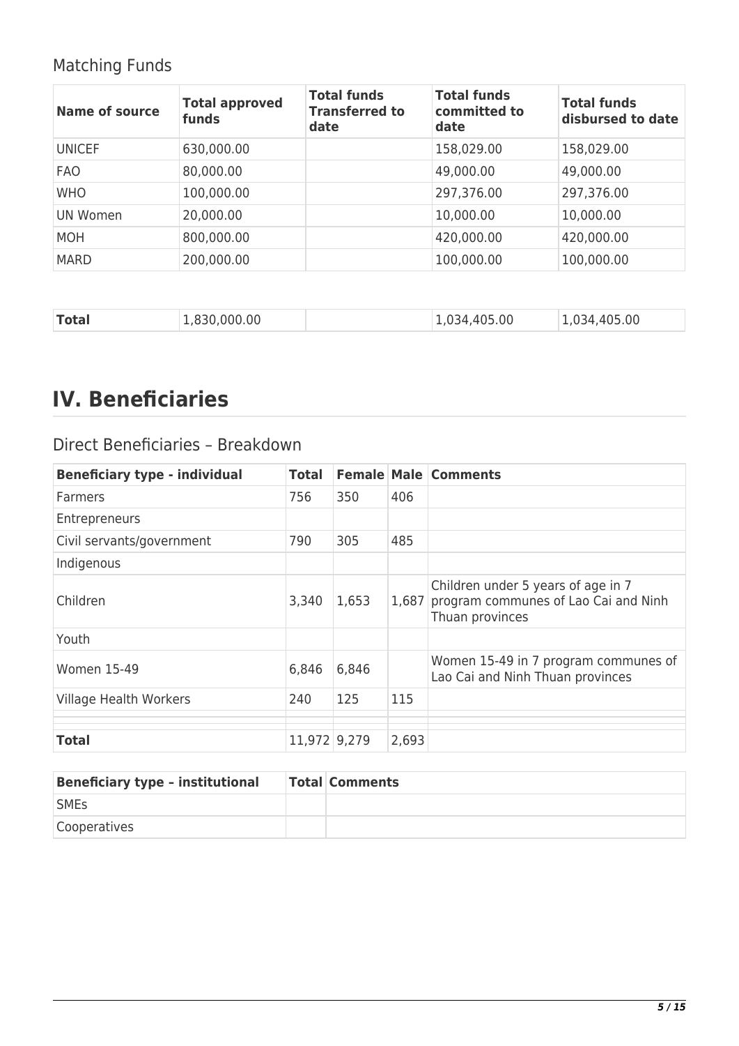## Matching Funds

| Name of source | Total approved funds | Total funds Transferred to date | Total funds committed to date | Total funds disbursed to date |
|---|---|---|---|---|
| UNICEF | 630,000.00 | | 158,029.00 | 158,029.00 |
| FAO | 80,000.00 | | 49,000.00 | 49,000.00 |
| WHO | 100,000.00 | | 297,376.00 | 297,376.00 |
| UN Women | 20,000.00 | | 10,000.00 | 10,000.00 |
| MOH | 800,000.00 | | 420,000.00 | 420,000.00 |
| MARD | 200,000.00 | | 100,000.00 | 100,000.00 |
| **Total** | 1,830,000.00 | | 1,034,405.00 | 1,034,405.00 |

# IV. Beneficiaries

## Direct Beneficiaries – Breakdown

| Beneficiary type - individual | Total | Female | Male | Comments |
|---|---|---|---|---|
| Farmers | 756 | 350 | 406 | |
| Entrepreneurs | | | | |
| Civil servants/government | 790 | 305 | 485 | |
| Indigenous | | | | |
| Children | 3,340 | 1,653 | 1,687 | Children under 5 years of age in 7 program communes of Lao Cai and Ninh Thuan provinces |
| Youth | | | | |
| Women 15-49 | 6,846 | 6,846 | | Women 15-49 in 7 program communes of Lao Cai and Ninh Thuan provinces |
| Village Health Workers | 240 | 125 | 115 | |
| | | | | |
| | | | | |
| **Total** | 11,972 | 9,279 | 2,693 | |

| Beneficiary type – institutional | Total | Comments |
|---|---|---|
| SMEs | | |
| Cooperatives | | |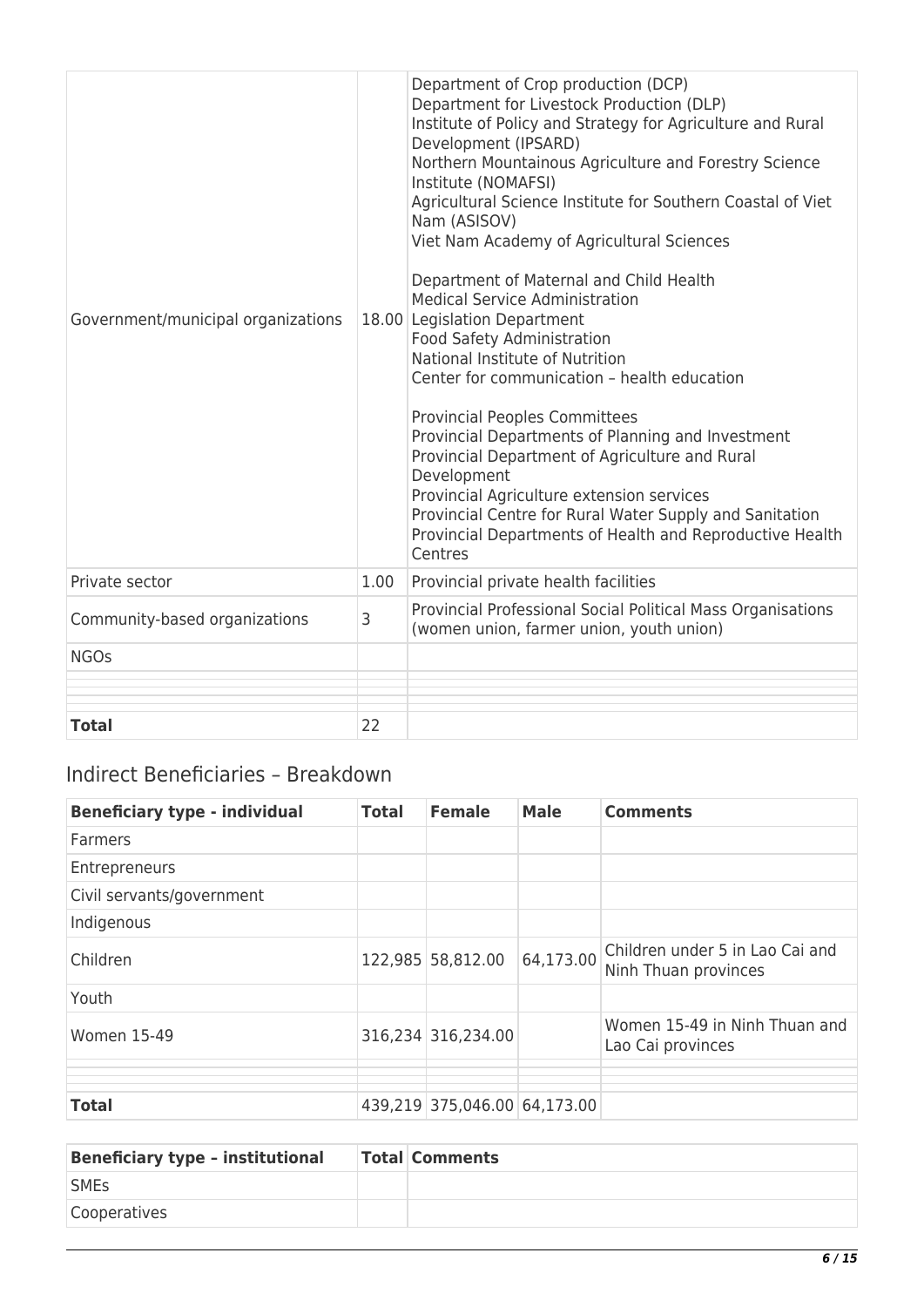| | | |
|---|---|---|
| Government/municipal organizations | 18.00 | Department of Crop production (DCP)<br>Department for Livestock Production (DLP)<br>Institute of Policy and Strategy for Agriculture and Rural Development (IPSARD)<br>Northern Mountainous Agriculture and Forestry Science Institute (NOMAFSI)<br>Agricultural Science Institute for Southern Coastal of Viet Nam (ASISOV)<br>Viet Nam Academy of Agricultural Sciences<br><br>Department of Maternal and Child Health<br>Medical Service Administration<br>Legislation Department<br>Food Safety Administration<br>National Institute of Nutrition<br>Center for communication – health education<br><br>Provincial Peoples Committees<br>Provincial Departments of Planning and Investment<br>Provincial Department of Agriculture and Rural Development<br>Provincial Agriculture extension services<br>Provincial Centre for Rural Water Supply and Sanitation<br>Provincial Departments of Health and Reproductive Health Centres |
| Private sector | 1.00 | Provincial private health facilities |
| Community-based organizations | 3 | Provincial Professional Social Political Mass Organisations (women union, farmer union, youth union) |
| NGOs | | |
| | | |
| | | |
| | | |
| **Total** | 22 | |

## Indirect Beneficiaries – Breakdown

| Beneficiary type - individual | Total | Female | Male | Comments |
|---|---|---|---|---|
| Farmers | | | | |
| Entrepreneurs | | | | |
| Civil servants/government | | | | |
| Indigenous | | | | |
| Children | 122,985 | 58,812.00 | 64,173.00 | Children under 5 in Lao Cai and Ninh Thuan provinces |
| Youth | | | | |
| Women 15-49 | 316,234 | 316,234.00 | | Women 15-49 in Ninh Thuan and Lao Cai provinces |
| | | | | |
| | | | | |
| | | | | |
| **Total** | 439,219 | 375,046.00 | 64,173.00 | |

| Beneficiary type – institutional | Total | Comments |
|---|---|---|
| SMEs | | |
| Cooperatives | | |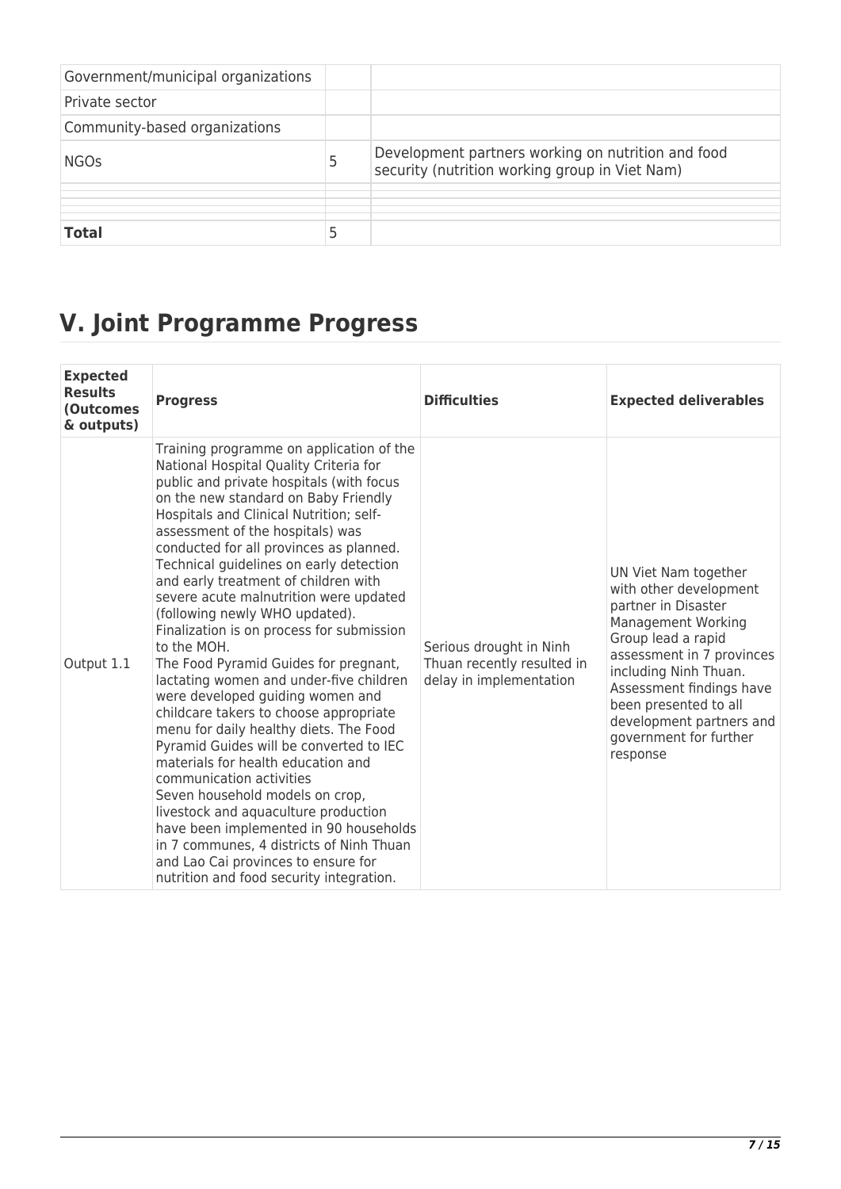| | | |
|---|---|---|
| Government/municipal organizations | | |
| Private sector | | |
| Community-based organizations | | |
| NGOs | 5 | Development partners working on nutrition and food security (nutrition working group in Viet Nam) |
| | | |
| | | |
| | | |
| **Total** | 5 | |

# V. Joint Programme Progress

| Expected Results (Outcomes & outputs) | Progress | Difficulties | Expected deliverables |
|---|---|---|---|
| Output 1.1 | Training programme on application of the National Hospital Quality Criteria for public and private hospitals (with focus on the new standard on Baby Friendly Hospitals and Clinical Nutrition; self-assessment of the hospitals) was conducted for all provinces as planned.<br>Technical guidelines on early detection and early treatment of children with severe acute malnutrition were updated (following newly WHO updated). Finalization is on process for submission to the MOH.<br>The Food Pyramid Guides for pregnant, lactating women and under-five children were developed guiding women and childcare takers to choose appropriate menu for daily healthy diets. The Food Pyramid Guides will be converted to IEC materials for health education and communication activities<br>Seven household models on crop, livestock and aquaculture production have been implemented in 90 households in 7 communes, 4 districts of Ninh Thuan and Lao Cai provinces to ensure for nutrition and food security integration. | Serious drought in Ninh Thuan recently resulted in delay in implementation | UN Viet Nam together with other development partner in Disaster Management Working Group lead a rapid assessment in 7 provinces including Ninh Thuan. Assessment findings have been presented to all development partners and government for further response |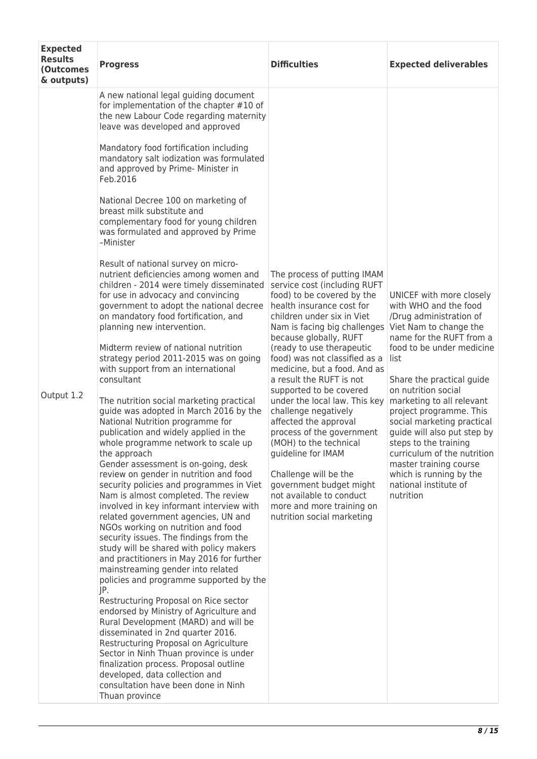| Expected Results (Outcomes & outputs) | Progress | Difficulties | Expected deliverables |
|---|---|---|---|
| Output 1.2 | A new national legal guiding document for implementation of the chapter #10 of the new Labour Code regarding maternity leave was developed and approved<br><br>Mandatory food fortification including mandatory salt iodization was formulated and approved by Prime- Minister in Feb.2016<br><br>National Decree 100 on marketing of breast milk substitute and complementary food for young children was formulated and approved by Prime –Minister<br><br>Result of national survey on micro-nutrient deficiencies among women and children - 2014 were timely disseminated for use in advocacy and convincing government to adopt the national decree on mandatory food fortification, and planning new intervention.<br><br>Midterm review of national nutrition strategy period 2011-2015 was on going with support from an international consultant<br><br>The nutrition social marketing practical guide was adopted in March 2016 by the National Nutrition programme for publication and widely applied in the whole programme network to scale up the approach<br>Gender assessment is on-going, desk review on gender in nutrition and food security policies and programmes in Viet Nam is almost completed. The review involved in key informant interview with related government agencies, UN and NGOs working on nutrition and food security issues. The findings from the study will be shared with policy makers and practitioners in May 2016 for further mainstreaming gender into related policies and programme supported by the JP.<br>Restructuring Proposal on Rice sector endorsed by Ministry of Agriculture and Rural Development (MARD) and will be disseminated in 2nd quarter 2016.<br>Restructuring Proposal on Agriculture Sector in Ninh Thuan province is under finalization process. Proposal outline developed, data collection and consultation have been done in Ninh Thuan province | The process of putting IMAM service cost (including RUFT food) to be covered by the health insurance cost for children under six in Viet Nam is facing big challenges because globally, RUFT (ready to use therapeutic food) was not classified as a medicine, but a food. And as a result the RUFT is not supported to be covered under the local law. This key challenge negatively affected the approval process of the government (MOH) to the technical guideline for IMAM<br><br>Challenge will be the government budget might not available to conduct more and more training on nutrition social marketing | UNICEF with more closely with WHO and the food /Drug administration of Viet Nam to change the name for the RUFT from a food to be under medicine list<br><br>Share the practical guide on nutrition social marketing to all relevant project programme. This social marketing practical guide will also put step by steps to the training curriculum of the nutrition master training course which is running by the national institute of nutrition |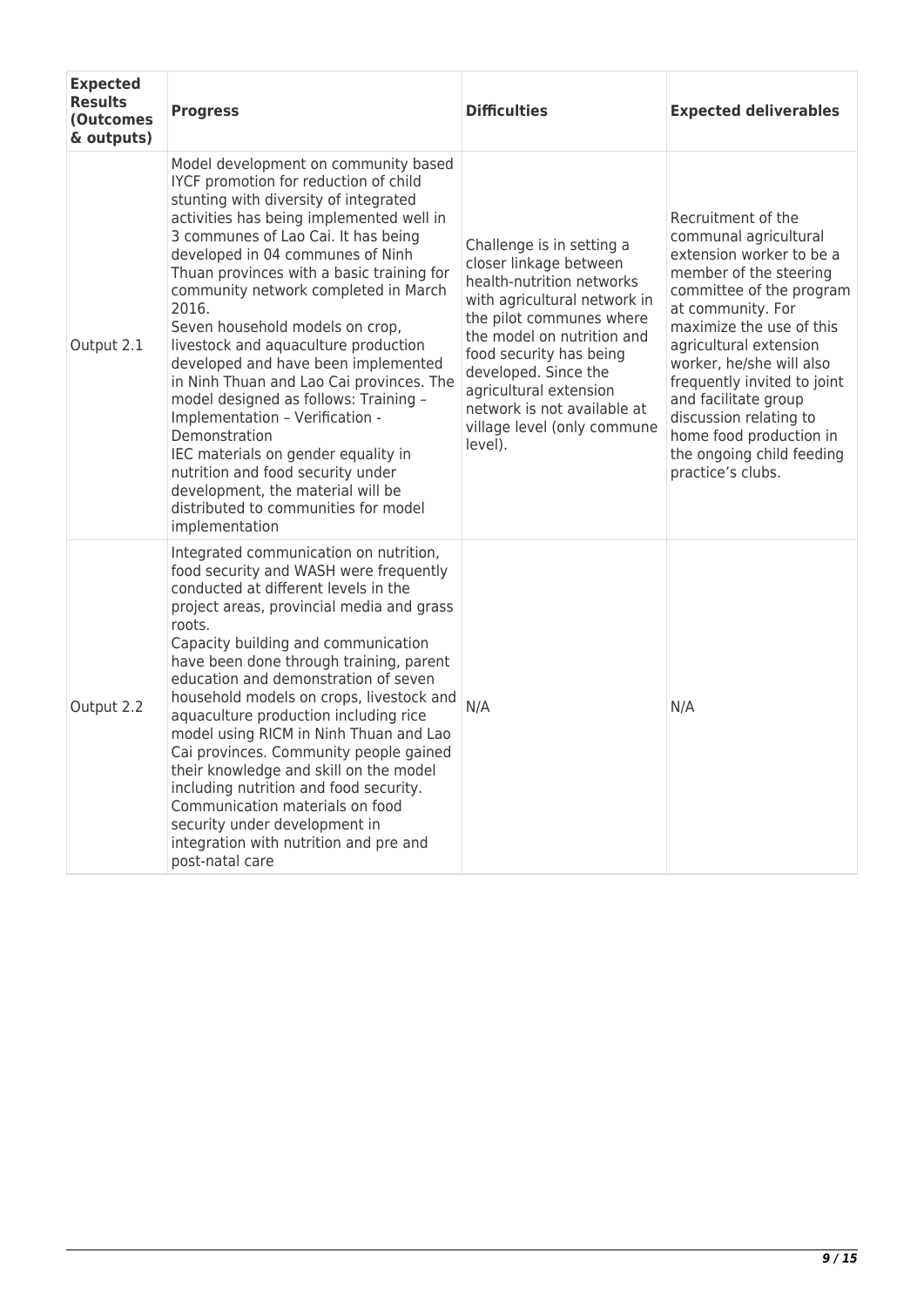| **Expected Results (Outcomes & outputs)** | **Progress** | **Difficulties** | **Expected deliverables** |
|---|---|---|---|
| Output 2.1 | Model development on community based IYCF promotion for reduction of child stunting with diversity of integrated activities has being implemented well in 3 communes of Lao Cai. It has being developed in 04 communes of Ninh Thuan provinces with a basic training for community network completed in March 2016.<br>Seven household models on crop, livestock and aquaculture production developed and have been implemented in Ninh Thuan and Lao Cai provinces. The model designed as follows: Training – Implementation – Verification - Demonstration<br>IEC materials on gender equality in nutrition and food security under development, the material will be distributed to communities for model implementation | Challenge is in setting a closer linkage between health-nutrition networks with agricultural network in the pilot communes where the model on nutrition and food security has being developed. Since the agricultural extension network is not available at village level (only commune level). | Recruitment of the communal agricultural extension worker to be a member of the steering committee of the program at community. For maximize the use of this agricultural extension worker, he/she will also frequently invited to joint and facilitate group discussion relating to home food production in the ongoing child feeding practice's clubs. |
| Output 2.2 | Integrated communication on nutrition, food security and WASH were frequently conducted at different levels in the project areas, provincial media and grass roots.<br>Capacity building and communication have been done through training, parent education and demonstration of seven household models on crops, livestock and aquaculture production including rice model using RICM in Ninh Thuan and Lao Cai provinces. Community people gained their knowledge and skill on the model including nutrition and food security.<br>Communication materials on food security under development in integration with nutrition and pre and post-natal care | N/A | N/A |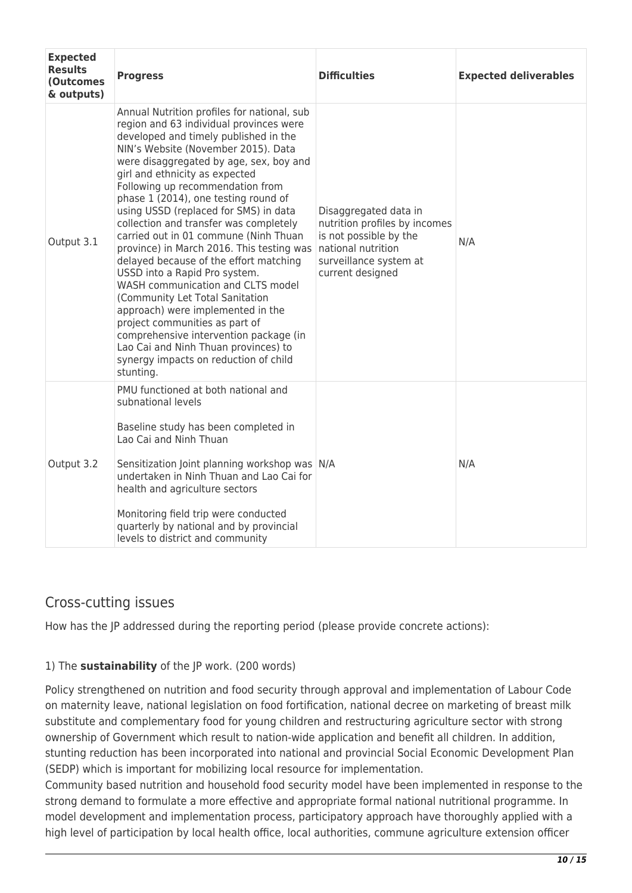| Expected Results (Outcomes & outputs) | Progress | Difficulties | Expected deliverables |
|---|---|---|---|
| Output 3.1 | Annual Nutrition profiles for national, sub region and 63 individual provinces were developed and timely published in the NIN's Website (November 2015). Data were disaggregated by age, sex, boy and girl and ethnicity as expected<br>Following up recommendation from phase 1 (2014), one testing round of using USSD (replaced for SMS) in data collection and transfer was completely carried out in 01 commune (Ninh Thuan province) in March 2016. This testing was delayed because of the effort matching USSD into a Rapid Pro system.<br>WASH communication and CLTS model (Community Let Total Sanitation approach) were implemented in the project communities as part of comprehensive intervention package (in Lao Cai and Ninh Thuan provinces) to synergy impacts on reduction of child stunting. | Disaggregated data in nutrition profiles by incomes is not possible by the national nutrition surveillance system at current designed | N/A |
| Output 3.2 | PMU functioned at both national and subnational levels<br><br>Baseline study has been completed in Lao Cai and Ninh Thuan<br><br>Sensitization Joint planning workshop was undertaken in Ninh Thuan and Lao Cai for health and agriculture sectors<br><br>Monitoring field trip were conducted quarterly by national and by provincial levels to district and community | N/A | N/A |

## Cross-cutting issues

How has the JP addressed during the reporting period (please provide concrete actions):

1) The **sustainability** of the JP work. (200 words)

Policy strengthened on nutrition and food security through approval and implementation of Labour Code on maternity leave, national legislation on food fortification, national decree on marketing of breast milk substitute and complementary food for young children and restructuring agriculture sector with strong ownership of Government which result to nation-wide application and benefit all children. In addition, stunting reduction has been incorporated into national and provincial Social Economic Development Plan (SEDP) which is important for mobilizing local resource for implementation.
Community based nutrition and household food security model have been implemented in response to the strong demand to formulate a more effective and appropriate formal national nutritional programme. In model development and implementation process, participatory approach have thoroughly applied with a high level of participation by local health office, local authorities, commune agriculture extension officer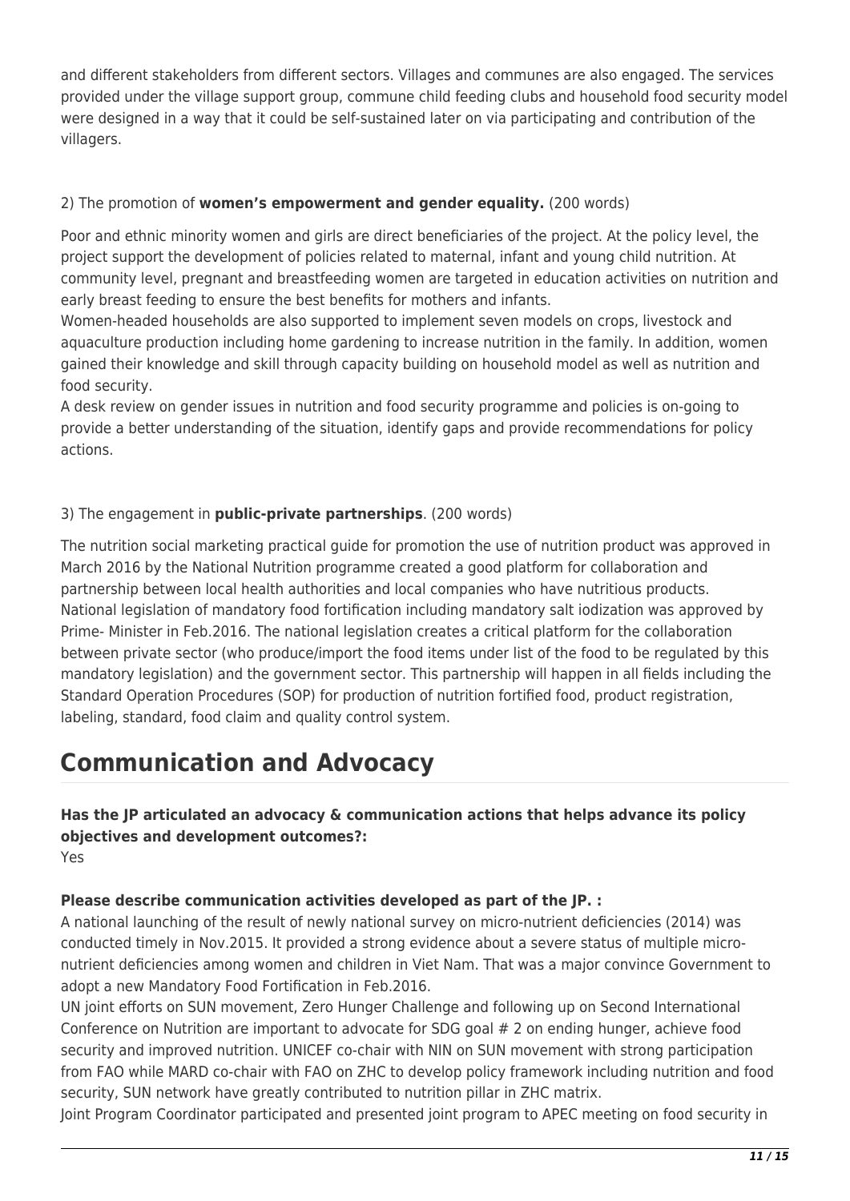and different stakeholders from different sectors. Villages and communes are also engaged. The services provided under the village support group, commune child feeding clubs and household food security model were designed in a way that it could be self-sustained later on via participating and contribution of the villagers.

2) The promotion of **women's empowerment and gender equality.** (200 words)

Poor and ethnic minority women and girls are direct beneficiaries of the project. At the policy level, the project support the development of policies related to maternal, infant and young child nutrition. At community level, pregnant and breastfeeding women are targeted in education activities on nutrition and early breast feeding to ensure the best benefits for mothers and infants.
Women-headed households are also supported to implement seven models on crops, livestock and aquaculture production including home gardening to increase nutrition in the family. In addition, women gained their knowledge and skill through capacity building on household model as well as nutrition and food security.
A desk review on gender issues in nutrition and food security programme and policies is on-going to provide a better understanding of the situation, identify gaps and provide recommendations for policy actions.

3) The engagement in **public-private partnerships**. (200 words)

The nutrition social marketing practical guide for promotion the use of nutrition product was approved in March 2016 by the National Nutrition programme created a good platform for collaboration and partnership between local health authorities and local companies who have nutritious products.
National legislation of mandatory food fortification including mandatory salt iodization was approved by Prime- Minister in Feb.2016. The national legislation creates a critical platform for the collaboration between private sector (who produce/import the food items under list of the food to be regulated by this mandatory legislation) and the government sector. This partnership will happen in all fields including the Standard Operation Procedures (SOP) for production of nutrition fortified food, product registration, labeling, standard, food claim and quality control system.

# Communication and Advocacy

**Has the JP articulated an advocacy & communication actions that helps advance its policy objectives and development outcomes?:**
Yes

**Please describe communication activities developed as part of the JP. :**
A national launching of the result of newly national survey on micro-nutrient deficiencies (2014) was conducted timely in Nov.2015. It provided a strong evidence about a severe status of multiple micro-nutrient deficiencies among women and children in Viet Nam. That was a major convince Government to adopt a new Mandatory Food Fortification in Feb.2016.
UN joint efforts on SUN movement, Zero Hunger Challenge and following up on Second International Conference on Nutrition are important to advocate for SDG goal # 2 on ending hunger, achieve food security and improved nutrition. UNICEF co-chair with NIN on SUN movement with strong participation from FAO while MARD co-chair with FAO on ZHC to develop policy framework including nutrition and food security, SUN network have greatly contributed to nutrition pillar in ZHC matrix.
Joint Program Coordinator participated and presented joint program to APEC meeting on food security in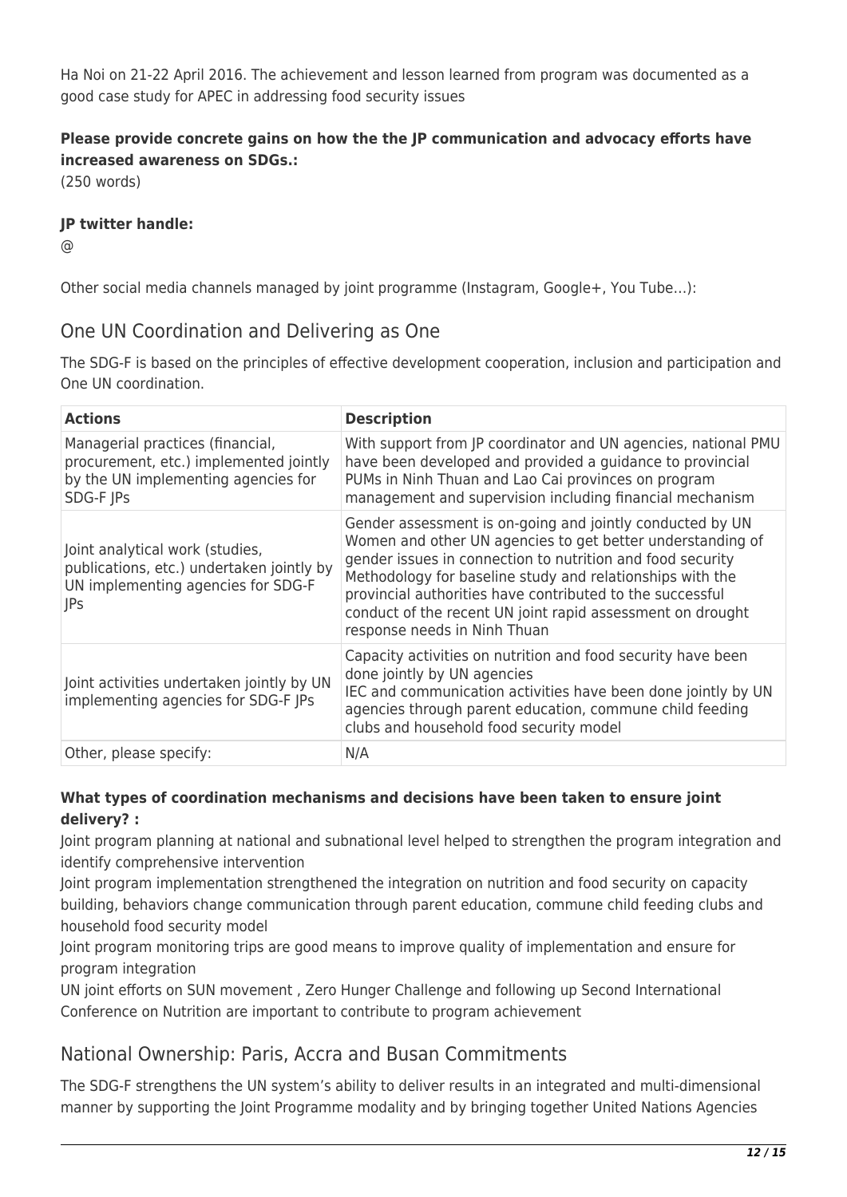Ha Noi on 21-22 April 2016. The achievement and lesson learned from program was documented as a good case study for APEC in addressing food security issues

**Please provide concrete gains on how the the JP communication and advocacy efforts have increased awareness on SDGs.:**

(250 words)

**JP twitter handle:**

@

Other social media channels managed by joint programme (Instagram, Google+, You Tube…):

## One UN Coordination and Delivering as One

The SDG-F is based on the principles of effective development cooperation, inclusion and participation and One UN coordination.

| Actions | Description |
|---|---|
| Managerial practices (financial, procurement, etc.) implemented jointly by the UN implementing agencies for SDG-F JPs | With support from JP coordinator and UN agencies, national PMU have been developed and provided a guidance to provincial PUMs in Ninh Thuan and Lao Cai provinces on program management and supervision including financial mechanism |
| Joint analytical work (studies, publications, etc.) undertaken jointly by UN implementing agencies for SDG-F JPs | Gender assessment is on-going and jointly conducted by UN Women and other UN agencies to get better understanding of gender issues in connection to nutrition and food security<br>Methodology for baseline study and relationships with the provincial authorities have contributed to the successful conduct of the recent UN joint rapid assessment on drought response needs in Ninh Thuan |
| Joint activities undertaken jointly by UN implementing agencies for SDG-F JPs | Capacity activities on nutrition and food security have been done jointly by UN agencies<br>IEC and communication activities have been done jointly by UN agencies through parent education, commune child feeding clubs and household food security model |
| Other, please specify: | N/A |

**What types of coordination mechanisms and decisions have been taken to ensure joint delivery? :**

Joint program planning at national and subnational level helped to strengthen the program integration and identify comprehensive intervention

Joint program implementation strengthened the integration on nutrition and food security on capacity building, behaviors change communication through parent education, commune child feeding clubs and household food security model

Joint program monitoring trips are good means to improve quality of implementation and ensure for program integration

UN joint efforts on SUN movement , Zero Hunger Challenge and following up Second International Conference on Nutrition are important to contribute to program achievement

## National Ownership: Paris, Accra and Busan Commitments

The SDG-F strengthens the UN system's ability to deliver results in an integrated and multi-dimensional manner by supporting the Joint Programme modality and by bringing together United Nations Agencies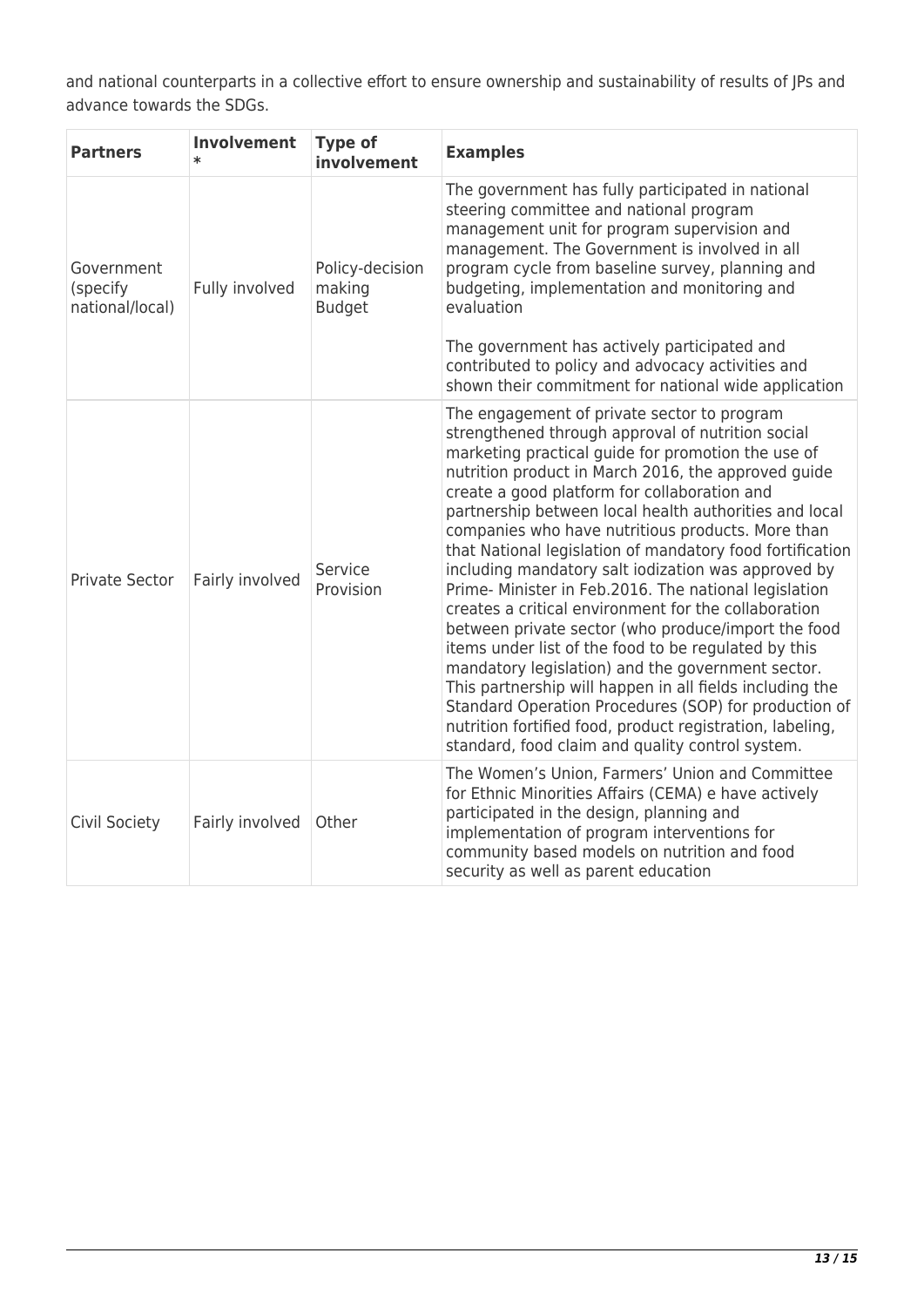and national counterparts in a collective effort to ensure ownership and sustainability of results of JPs and advance towards the SDGs.

| **Partners** | **Involvement *** | **Type of involvement** | **Examples** |
|---|---|---|---|
| Government (specify national/local) | Fully involved | Policy-decision making Budget | The government has fully participated in national steering committee and national program management unit for program supervision and management. The Government is involved in all program cycle from baseline survey, planning and budgeting, implementation and monitoring and evaluation<br><br>The government has actively participated and contributed to policy and advocacy activities and shown their commitment for national wide application |
| Private Sector | Fairly involved | Service Provision | The engagement of private sector to program strengthened through approval of nutrition social marketing practical guide for promotion the use of nutrition product in March 2016, the approved guide create a good platform for collaboration and partnership between local health authorities and local companies who have nutritious products. More than that National legislation of mandatory food fortification including mandatory salt iodization was approved by Prime- Minister in Feb.2016. The national legislation creates a critical environment for the collaboration between private sector (who produce/import the food items under list of the food to be regulated by this mandatory legislation) and the government sector. This partnership will happen in all fields including the Standard Operation Procedures (SOP) for production of nutrition fortified food, product registration, labeling, standard, food claim and quality control system. |
| Civil Society | Fairly involved | Other | The Women's Union, Farmers' Union and Committee for Ethnic Minorities Affairs (CEMA) e have actively participated in the design, planning and implementation of program interventions for community based models on nutrition and food security as well as parent education |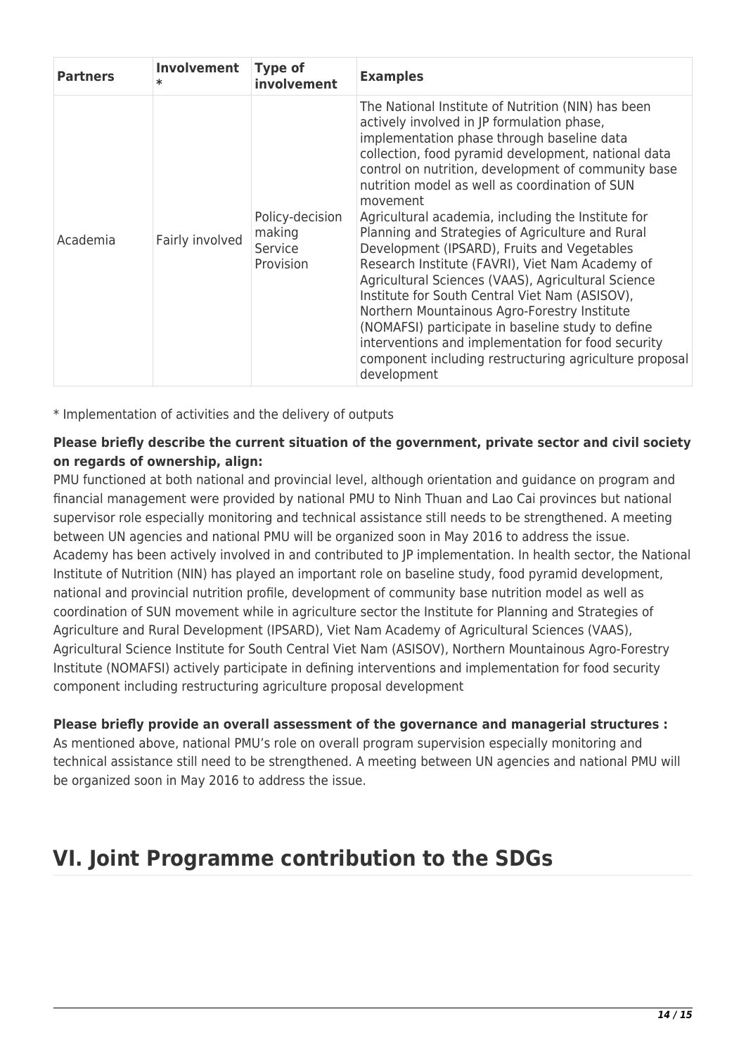| Partners | Involvement * | Type of involvement | Examples |
| --- | --- | --- | --- |
| Academia | Fairly involved | Policy-decision making Service Provision | The National Institute of Nutrition (NIN) has been actively involved in JP formulation phase, implementation phase through baseline data collection, food pyramid development, national data control on nutrition, development of community base nutrition model as well as coordination of SUN movement Agricultural academia, including the Institute for Planning and Strategies of Agriculture and Rural Development (IPSARD), Fruits and Vegetables Research Institute (FAVRI), Viet Nam Academy of Agricultural Sciences (VAAS), Agricultural Science Institute for South Central Viet Nam (ASISOV), Northern Mountainous Agro-Forestry Institute (NOMAFSI) participate in baseline study to define interventions and implementation for food security component including restructuring agriculture proposal development |

* Implementation of activities and the delivery of outputs

**Please briefly describe the current situation of the government, private sector and civil society on regards of ownership, align:**

PMU functioned at both national and provincial level, although orientation and guidance on program and financial management were provided by national PMU to Ninh Thuan and Lao Cai provinces but national supervisor role especially monitoring and technical assistance still needs to be strengthened. A meeting between UN agencies and national PMU will be organized soon in May 2016 to address the issue. Academy has been actively involved in and contributed to JP implementation. In health sector, the National Institute of Nutrition (NIN) has played an important role on baseline study, food pyramid development, national and provincial nutrition profile, development of community base nutrition model as well as coordination of SUN movement while in agriculture sector the Institute for Planning and Strategies of Agriculture and Rural Development (IPSARD), Viet Nam Academy of Agricultural Sciences (VAAS), Agricultural Science Institute for South Central Viet Nam (ASISOV), Northern Mountainous Agro-Forestry Institute (NOMAFSI) actively participate in defining interventions and implementation for food security component including restructuring agriculture proposal development

**Please briefly provide an overall assessment of the governance and managerial structures :**

As mentioned above, national PMU's role on overall program supervision especially monitoring and technical assistance still need to be strengthened. A meeting between UN agencies and national PMU will be organized soon in May 2016 to address the issue.

# VI. Joint Programme contribution to the SDGs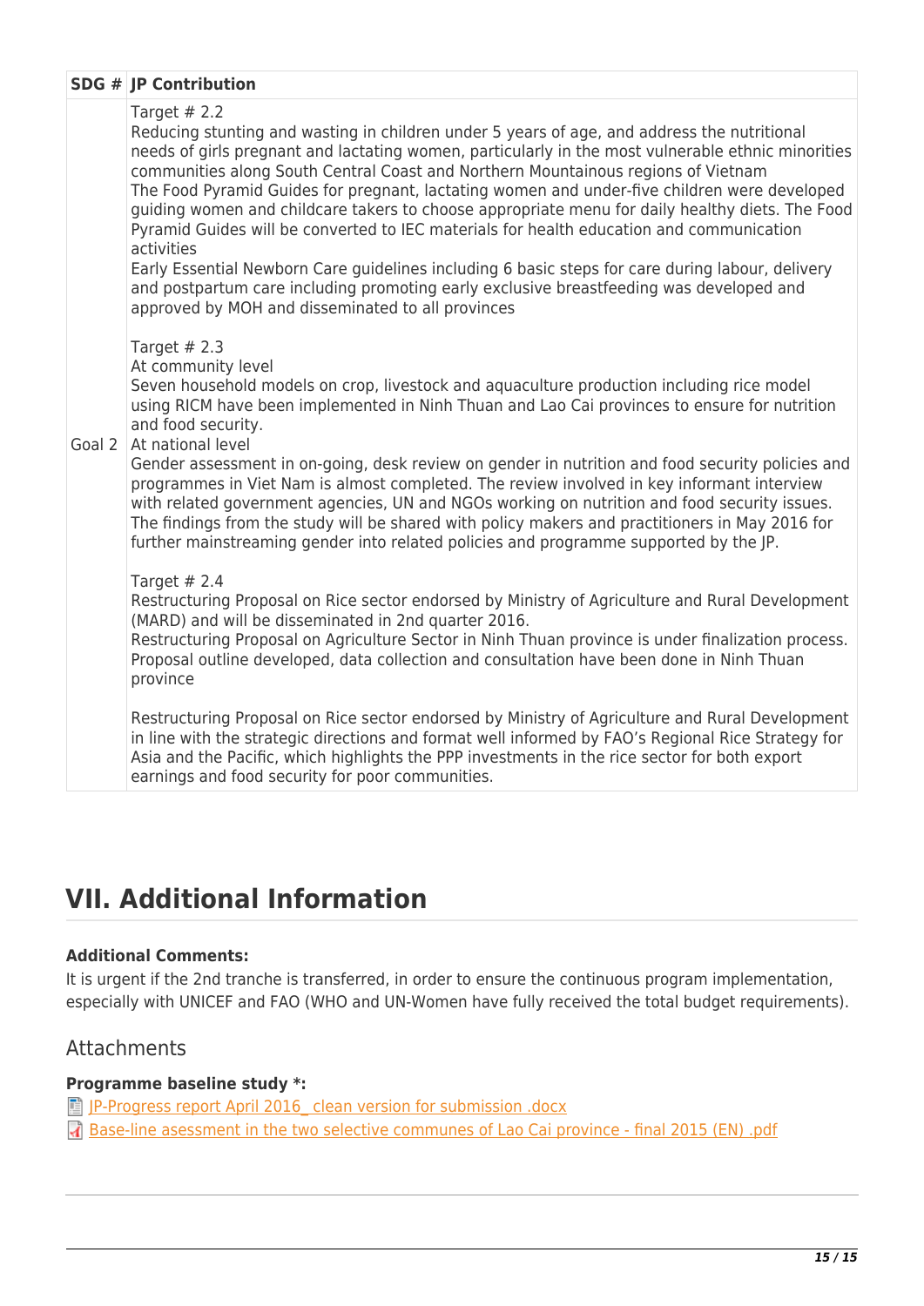| SDG # | JP Contribution |
|---|---|
| Goal 2 | Target # 2.2<br>Reducing stunting and wasting in children under 5 years of age, and address the nutritional needs of girls pregnant and lactating women, particularly in the most vulnerable ethnic minorities communities along South Central Coast and Northern Mountainous regions of Vietnam<br>The Food Pyramid Guides for pregnant, lactating women and under-five children were developed guiding women and childcare takers to choose appropriate menu for daily healthy diets. The Food Pyramid Guides will be converted to IEC materials for health education and communication activities<br>Early Essential Newborn Care guidelines including 6 basic steps for care during labour, delivery and postpartum care including promoting early exclusive breastfeeding was developed and approved by MOH and disseminated to all provinces<br><br>Target # 2.3<br>At community level<br>Seven household models on crop, livestock and aquaculture production including rice model using RICM have been implemented in Ninh Thuan and Lao Cai provinces to ensure for nutrition and food security.<br>At national level<br>Gender assessment in on-going, desk review on gender in nutrition and food security policies and programmes in Viet Nam is almost completed. The review involved in key informant interview with related government agencies, UN and NGOs working on nutrition and food security issues. The findings from the study will be shared with policy makers and practitioners in May 2016 for further mainstreaming gender into related policies and programme supported by the JP.<br><br>Target # 2.4<br>Restructuring Proposal on Rice sector endorsed by Ministry of Agriculture and Rural Development (MARD) and will be disseminated in 2nd quarter 2016.<br>Restructuring Proposal on Agriculture Sector in Ninh Thuan province is under finalization process. Proposal outline developed, data collection and consultation have been done in Ninh Thuan province<br><br>Restructuring Proposal on Rice sector endorsed by Ministry of Agriculture and Rural Development in line with the strategic directions and format well informed by FAO's Regional Rice Strategy for Asia and the Pacific, which highlights the PPP investments in the rice sector for both export earnings and food security for poor communities. |

# VII. Additional Information

**Additional Comments:**

It is urgent if the 2nd tranche is transferred, in order to ensure the continuous program implementation, especially with UNICEF and FAO (WHO and UN-Women have fully received the total budget requirements).

## Attachments

**Programme baseline study *:**

- JP-Progress report April 2016_ clean version for submission .docx
- Base-line asessment in the two selective communes of Lao Cai province - final 2015 (EN) .pdf